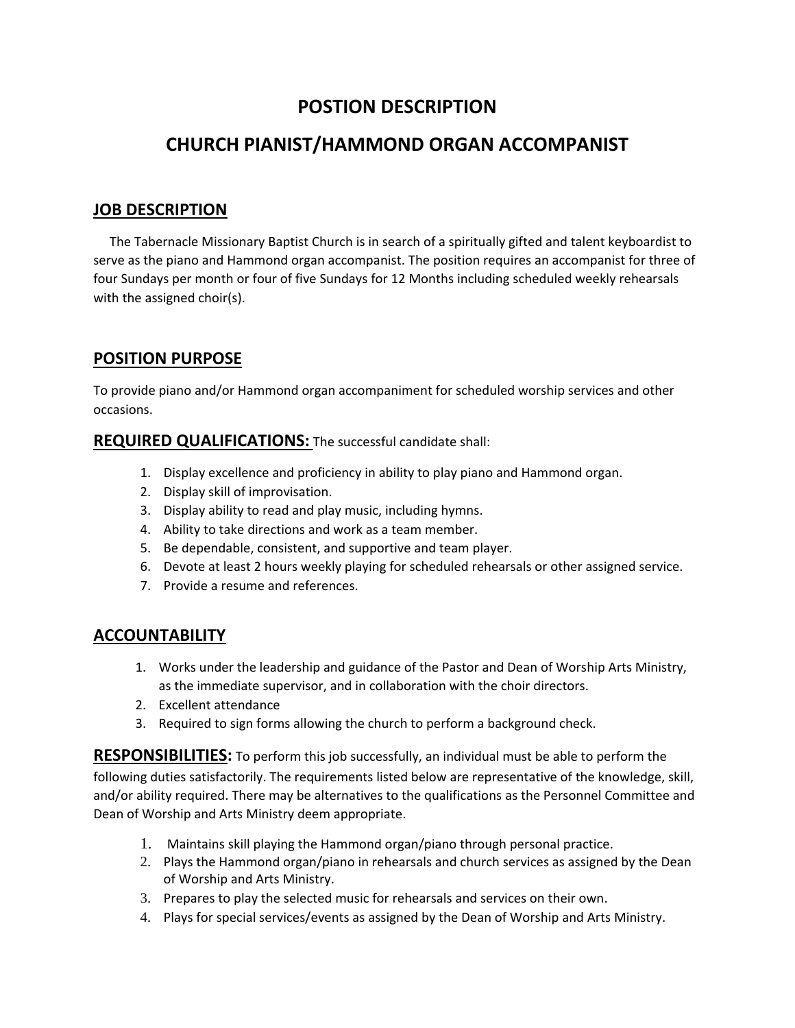# POSTION DESCRIPTION

# CHURCH PIANIST/HAMMOND ORGAN ACCOMPANIST

## JOB DESCRIPTION

The Tabernacle Missionary Baptist Church is in search of a spiritually gifted and talent keyboardist to serve as the piano and Hammond organ accompanist. The position requires an accompanist for three of four Sundays per month or four of five Sundays for 12 Months including scheduled weekly rehearsals with the assigned choir(s).

## POSITION PURPOSE

To provide piano and/or Hammond organ accompaniment for scheduled worship services and other occasions.

## REQUIRED QUALIFICATIONS:

The successful candidate shall:

1. Display excellence and proficiency in ability to play piano and Hammond organ.
2. Display skill of improvisation.
3. Display ability to read and play music, including hymns.
4. Ability to take directions and work as a team member.
5. Be dependable, consistent, and supportive and team player.
6. Devote at least 2 hours weekly playing for scheduled rehearsals or other assigned service.
7. Provide a resume and references.

## ACCOUNTABILITY

1. Works under the leadership and guidance of the Pastor and Dean of Worship Arts Ministry, as the immediate supervisor, and in collaboration with the choir directors.
2. Excellent attendance
3. Required to sign forms allowing the church to perform a background check.

## RESPONSIBILITIES:

To perform this job successfully, an individual must be able to perform the following duties satisfactorily. The requirements listed below are representative of the knowledge, skill, and/or ability required. There may be alternatives to the qualifications as the Personnel Committee and Dean of Worship and Arts Ministry deem appropriate.

1. Maintains skill playing the Hammond organ/piano through personal practice.
2. Plays the Hammond organ/piano in rehearsals and church services as assigned by the Dean of Worship and Arts Ministry.
3. Prepares to play the selected music for rehearsals and services on their own.
4. Plays for special services/events as assigned by the Dean of Worship and Arts Ministry.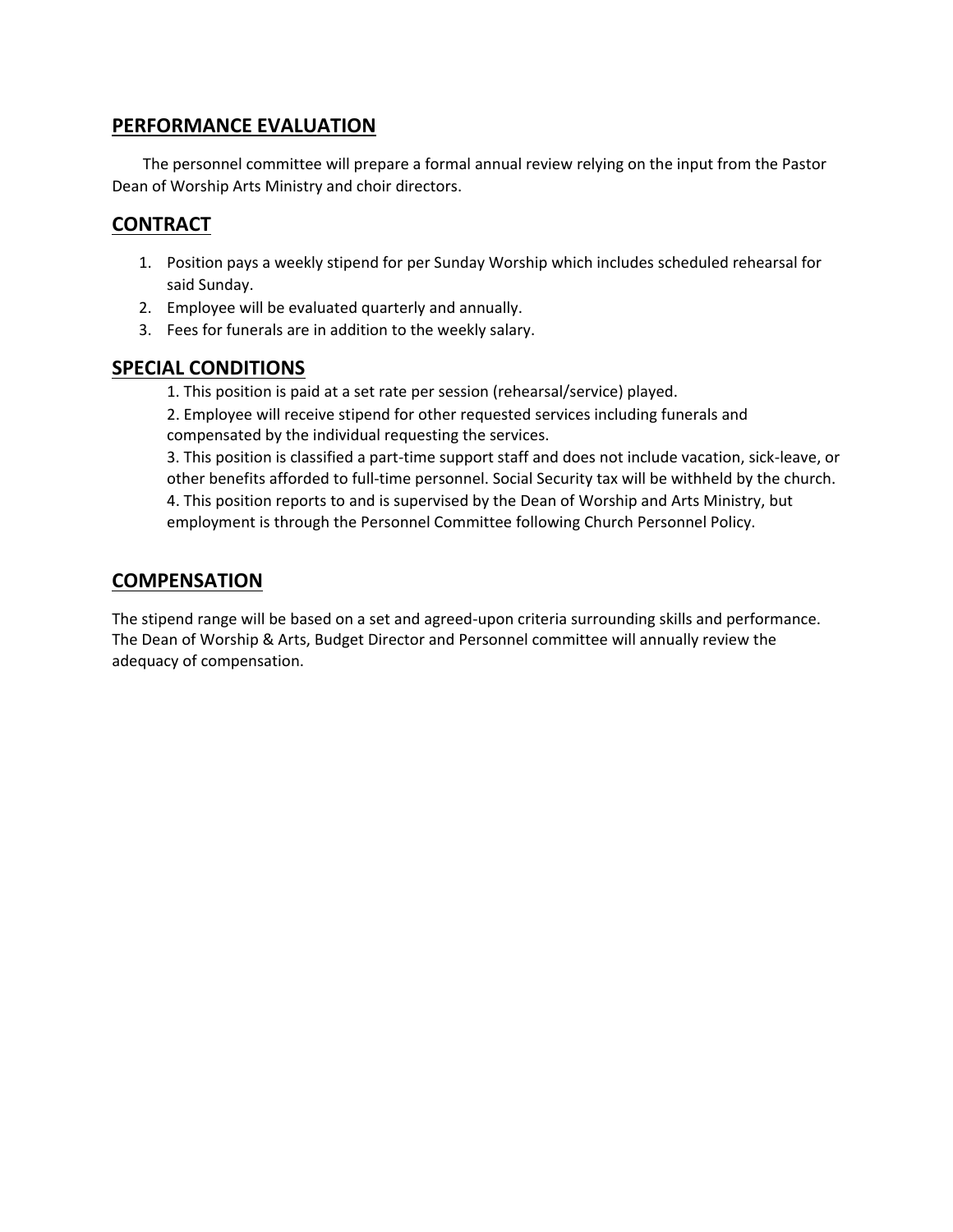## PERFORMANCE EVALUATION

The personnel committee will prepare a formal annual review relying on the input from the Pastor Dean of Worship Arts Ministry and choir directors.

## CONTRACT

1. Position pays a weekly stipend for per Sunday Worship which includes scheduled rehearsal for said Sunday.
2. Employee will be evaluated quarterly and annually.
3. Fees for funerals are in addition to the weekly salary.

## SPECIAL CONDITIONS

1. This position is paid at a set rate per session (rehearsal/service) played.
2. Employee will receive stipend for other requested services including funerals and compensated by the individual requesting the services.
3. This position is classified a part-time support staff and does not include vacation, sick-leave, or other benefits afforded to full-time personnel. Social Security tax will be withheld by the church.
4. This position reports to and is supervised by the Dean of Worship and Arts Ministry, but employment is through the Personnel Committee following Church Personnel Policy.

## COMPENSATION

The stipend range will be based on a set and agreed-upon criteria surrounding skills and performance. The Dean of Worship & Arts, Budget Director and Personnel committee will annually review the adequacy of compensation.